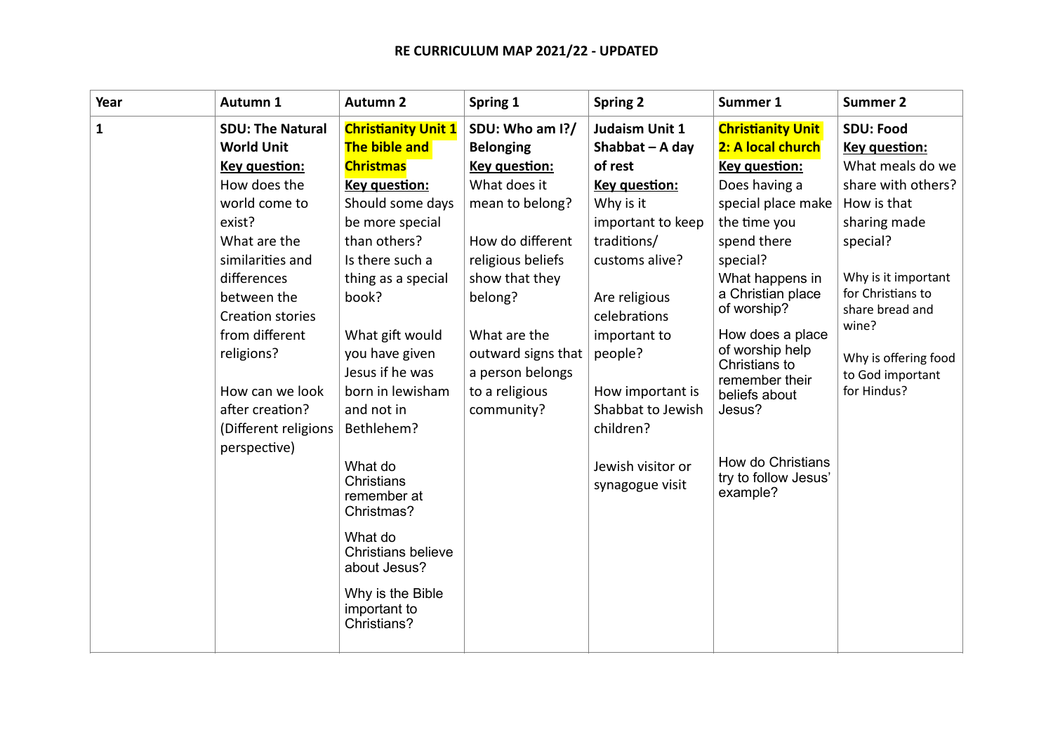# RE CURRICULUM MAP 2021/22 - UPDATED

| Year | Autumn 1 | Autumn 2 | Spring 1 | Spring 2 | Summer 1 | Summer 2 |
|---|---|---|---|---|---|---|
| 1 | **SDU: The Natural World Unit**<br>**Key question:**<br>How does the world come to exist?<br>What are the similarities and differences between the Creation stories from different religions?<br><br>How can we look after creation? (Different religions perspective) | **Christianity Unit 1 The bible and Christmas**<br>**Key question:**<br>Should some days be more special than others?<br>Is there such a thing as a special book?<br><br>What gift would you have given Jesus if he was born in lewisham and not in Bethlehem?<br><br>What do Christians remember at Christmas?<br><br>What do Christians believe about Jesus?<br><br>Why is the Bible important to Christians? | **SDU: Who am I?/ Belonging**<br>**Key question:**<br>What does it mean to belong?<br><br>How do different religious beliefs show that they belong?<br><br>What are the outward signs that a person belongs to a religious community? | **Judaism Unit 1 Shabbat – A day of rest**<br>**Key question:**<br>Why is it important to keep traditions/ customs alive?<br><br>Are religious celebrations important to people?<br><br>How important is Shabbat to Jewish children?<br><br>Jewish visitor or synagogue visit | **Christianity Unit 2: A local church**<br>**Key question:**<br>Does having a special place make the time you spend there special?<br>What happens in a Christian place of worship?<br>How does a place of worship help Christians to remember their beliefs about Jesus?<br><br>How do Christians try to follow Jesus' example? | **SDU: Food**<br>**Key question:**<br>What meals do we share with others? How is that sharing made special?<br><br>Why is it important for Christians to share bread and wine?<br><br>Why is offering food to God important for Hindus? |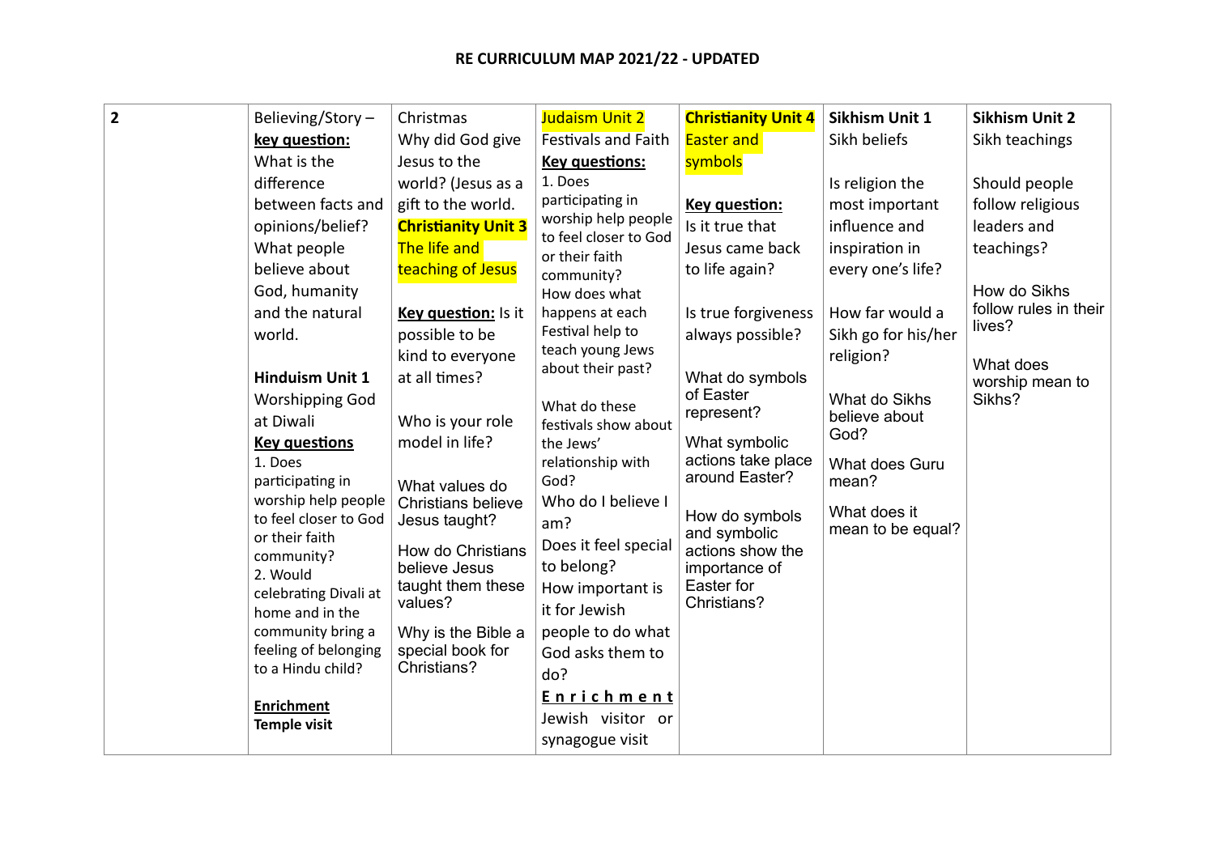## RE CURRICULUM MAP 2021/22 - UPDATED

| 2 | Believing/Story – **key question:** What is the difference between facts and opinions/belief? What people believe about God, humanity and the natural world.<br><br>**Hinduism Unit 1**<br>Worshipping God at Diwali<br>**Key questions**<br>1. Does participating in worship help people to feel closer to God or their faith community?<br>2. Would celebrating Divali at home and in the community bring a feeling of belonging to a Hindu child?<br><br>**Enrichment**<br>**Temple visit** | Christmas<br>Why did God give Jesus to the world? (Jesus as a gift to the world.<br>**Christianity Unit 3**<br>The life and teaching of Jesus<br><br>**Key question:** Is it possible to be kind to everyone at all times?<br><br>Who is your role model in life?<br><br>What values do Christians believe Jesus taught?<br><br>How do Christians believe Jesus taught them these values?<br><br>Why is the Bible a special book for Christians? | Judaism Unit 2<br>Festivals and Faith<br>**Key questions:**<br>1. Does participating in worship help people to feel closer to God or their faith community?<br>How does what happens at each Festival help to teach young Jews about their past?<br><br>What do these festivals show about the Jews' relationship with God?<br>Who do I believe I am?<br>Does it feel special to belong?<br>How important is it for Jewish people to do what God asks them to do?<br>**Enrichment**<br>Jewish visitor or synagogue visit | **Christianity Unit 4**<br>Easter and symbols<br><br>**Key question:**<br>Is it true that Jesus came back to life again?<br><br>Is true forgiveness always possible?<br><br>What do symbols of Easter represent?<br><br>What symbolic actions take place around Easter?<br><br>How do symbols and symbolic actions show the importance of Easter for Christians? | **Sikhism Unit 1**<br>Sikh beliefs<br><br>Is religion the most important influence and inspiration in every one's life?<br><br>How far would a Sikh go for his/her religion?<br><br>What do Sikhs believe about God?<br><br>What does Guru mean?<br><br>What does it mean to be equal? | **Sikhism Unit 2**<br>Sikh teachings<br><br>Should people follow religious leaders and teachings?<br><br>How do Sikhs follow rules in their lives?<br><br>What does worship mean to Sikhs? |
|---|---|---|---|---|---|---|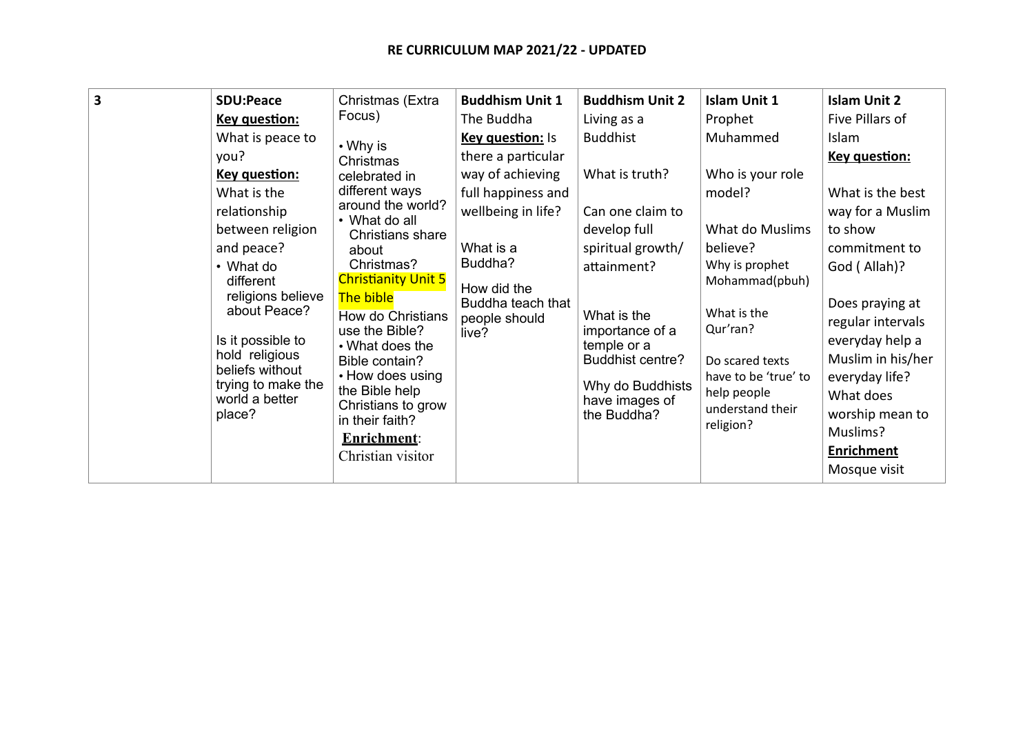**RE CURRICULUM MAP 2021/22 - UPDATED**

| 3 | **SDU:Peace**<br>**Key question:**<br>What is peace to you?<br>**Key question:**<br>What is the relationship between religion and peace?<br>• What do different religions believe about Peace?<br><br>Is it possible to hold religious beliefs without trying to make the world a better place? | Christmas (Extra Focus)<br><br>• Why is Christmas celebrated in different ways around the world?<br>• What do all Christians share about Christmas?<br>Christianity Unit 5<br>The bible<br>How do Christians use the Bible?<br>• What does the Bible contain?<br>• How does using the Bible help Christians to grow in their faith?<br>**Enrichment**:<br>Christian visitor | **Buddhism Unit 1**<br>The Buddha<br>**Key question:** Is there a particular way of achieving full happiness and wellbeing in life?<br><br>What is a Buddha?<br><br>How did the Buddha teach that people should live? | **Buddhism Unit 2**<br>Living as a Buddhist<br><br>What is truth?<br><br>Can one claim to develop full spiritual growth/ attainment?<br><br>What is the importance of a temple or a Buddhist centre?<br><br>Why do Buddhists have images of the Buddha? | **Islam Unit 1**<br>Prophet Muhammed<br><br>Who is your role model?<br><br>What do Muslims believe?<br>Why is prophet Mohammad(pbuh)<br><br>What is the Qur'ran?<br><br>Do scared texts have to be 'true' to help people understand their religion? | **Islam Unit 2**<br>Five Pillars of Islam<br>**Key question:**<br><br>What is the best way for a Muslim to show commitment to God ( Allah)?<br><br>Does praying at regular intervals everyday help a Muslim in his/her everyday life?<br>What does worship mean to Muslims?<br>**Enrichment**<br>Mosque visit |
|---|---|---|---|---|---|---|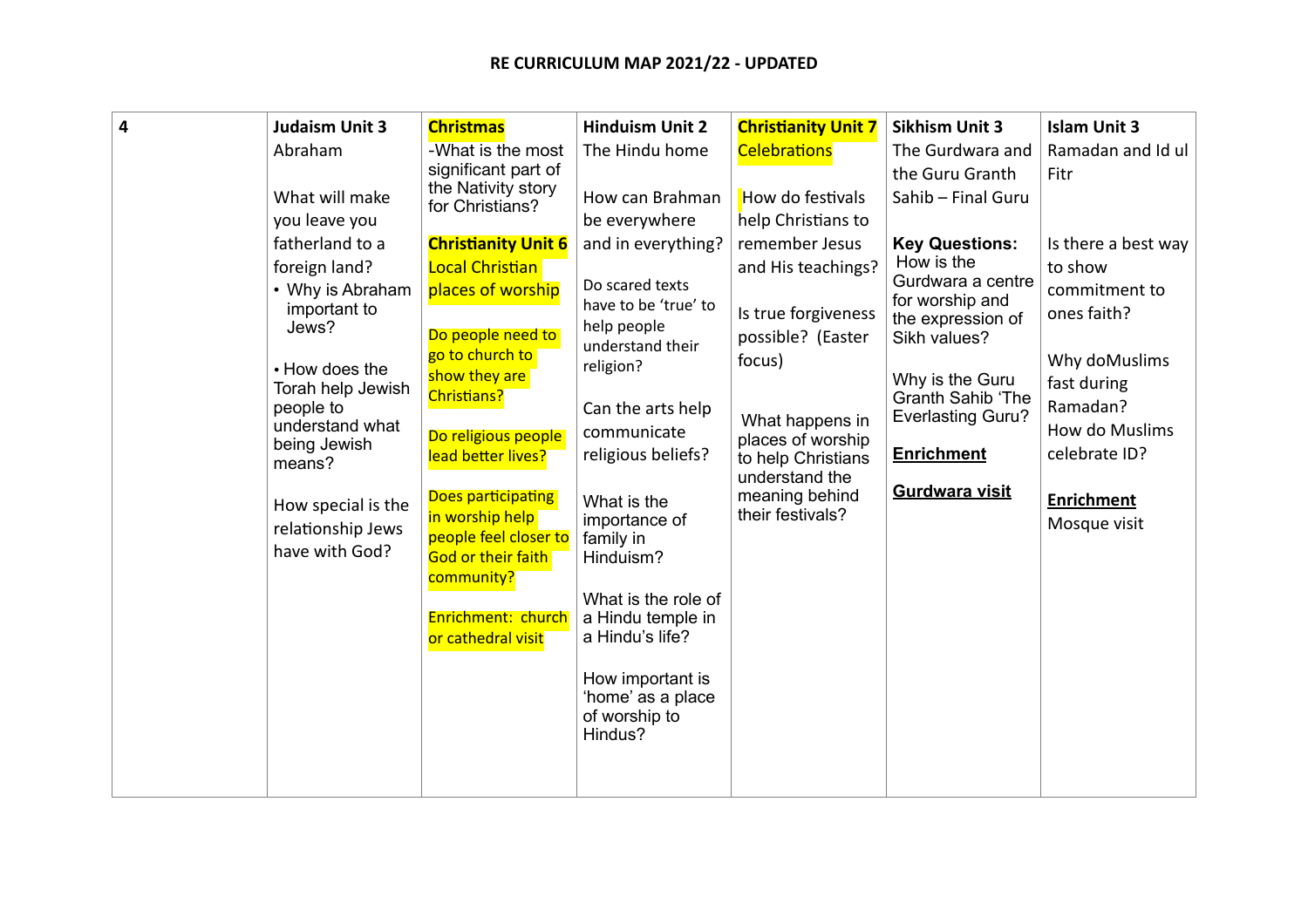## RE CURRICULUM MAP 2021/22 - UPDATED

| 4 | **Judaism Unit 3**<br>Abraham<br><br>What will make you leave you fatherland to a foreign land?<br>• Why is Abraham important to Jews?<br><br>• How does the Torah help Jewish people to understand what being Jewish means?<br><br>How special is the relationship Jews have with God? | **Christmas**<br>-What is the most significant part of the Nativity story for Christians?<br><br>**Christianity Unit 6**<br>Local Christian places of worship<br><br>Do people need to go to church to show they are Christians?<br><br>Do religious people lead better lives?<br><br>Does participating in worship help people feel closer to God or their faith community?<br><br>Enrichment: church or cathedral visit | **Hinduism Unit 2**<br>The Hindu home<br><br>How can Brahman be everywhere and in everything?<br><br>Do scared texts have to be 'true' to help people understand their religion?<br><br>Can the arts help communicate religious beliefs?<br><br>What is the importance of family in Hinduism?<br><br>What is the role of a Hindu temple in a Hindu's life?<br><br>How important is 'home' as a place of worship to Hindus? | **Christianity Unit 7**<br>Celebrations<br><br>How do festivals help Christians to remember Jesus and His teachings?<br><br>Is true forgiveness possible? (Easter focus)<br><br>What happens in places of worship to help Christians understand the meaning behind their festivals? | **Sikhism Unit 3**<br>The Gurdwara and the Guru Granth Sahib – Final Guru<br><br>**Key Questions:**<br>How is the Gurdwara a centre for worship and the expression of Sikh values?<br><br>Why is the Guru Granth Sahib 'The Everlasting Guru?<br><br>**Enrichment**<br><br>**Gurdwara visit** | **Islam Unit 3**<br>Ramadan and Id ul Fitr<br><br>Is there a best way to show commitment to ones faith?<br><br>Why doMuslims fast during Ramadan?<br>How do Muslims celebrate ID?<br><br>**Enrichment**<br>Mosque visit |
|---|---|---|---|---|---|---|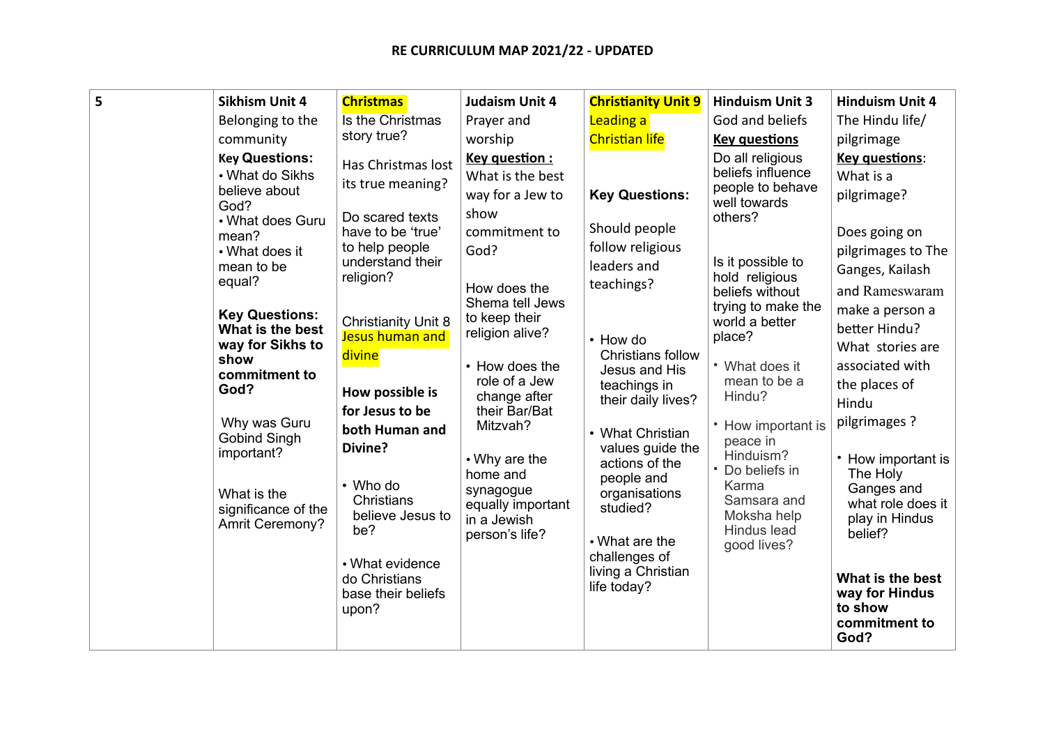## RE CURRICULUM MAP 2021/22 - UPDATED

| 5 | Sikhism Unit 4<br>Belonging to the community<br>**Key Questions:**<br>• What do Sikhs believe about God?<br>• What does Guru mean?<br>• What does it mean to be equal?<br><br>**Key Questions: What is the best way for Sikhs to show commitment to God?**<br><br>Why was Guru Gobind Singh important?<br><br>What is the significance of the Amrit Ceremony? | **Christmas**<br>Is the Christmas story true?<br><br>Has Christmas lost its true meaning?<br><br>Do scared texts have to be 'true' to help people understand their religion?<br><br>Christianity Unit 8<br>Jesus human and divine<br><br>**How possible is for Jesus to be both Human and Divine?**<br><br>• Who do Christians believe Jesus to be?<br><br>• What evidence do Christians base their beliefs upon? | **Judaism Unit 4**<br>Prayer and worship<br>**Key question :**<br>What is the best way for a Jew to show commitment to God?<br><br>How does the Shema tell Jews to keep their religion alive?<br><br>• How does the role of a Jew change after their Bar/Bat Mitzvah?<br><br>• Why are the home and synagogue equally important in a Jewish person's life? | **Christianity Unit 9**<br>Leading a Christian life<br><br>**Key Questions:**<br><br>Should people follow religious leaders and teachings?<br><br>• How do Christians follow Jesus and His teachings in their daily lives?<br><br>• What Christian values guide the actions of the people and organisations studied?<br><br>• What are the challenges of living a Christian life today? | **Hinduism Unit 3**<br>God and beliefs<br>**Key questions**<br>Do all religious beliefs influence people to behave well towards others?<br><br>Is it possible to hold religious beliefs without trying to make the world a better place?<br><br>• What does it mean to be a Hindu?<br><br>• How important is peace in Hinduism?<br>• Do beliefs in Karma Samsara and Moksha help Hindus lead good lives? | **Hinduism Unit 4**<br>The Hindu life/ pilgrimage<br>**Key questions**:<br>What is a pilgrimage?<br><br>Does going on pilgrimages to The Ganges, Kailash and Rameswaram make a person a better Hindu?<br>What stories are associated with the places of Hindu pilgrimages ?<br><br>• How important is The Holy Ganges and what role does it play in Hindus belief?<br><br>**What is the best way for Hindus to show commitment to God?** |
|---|---|---|---|---|---|---|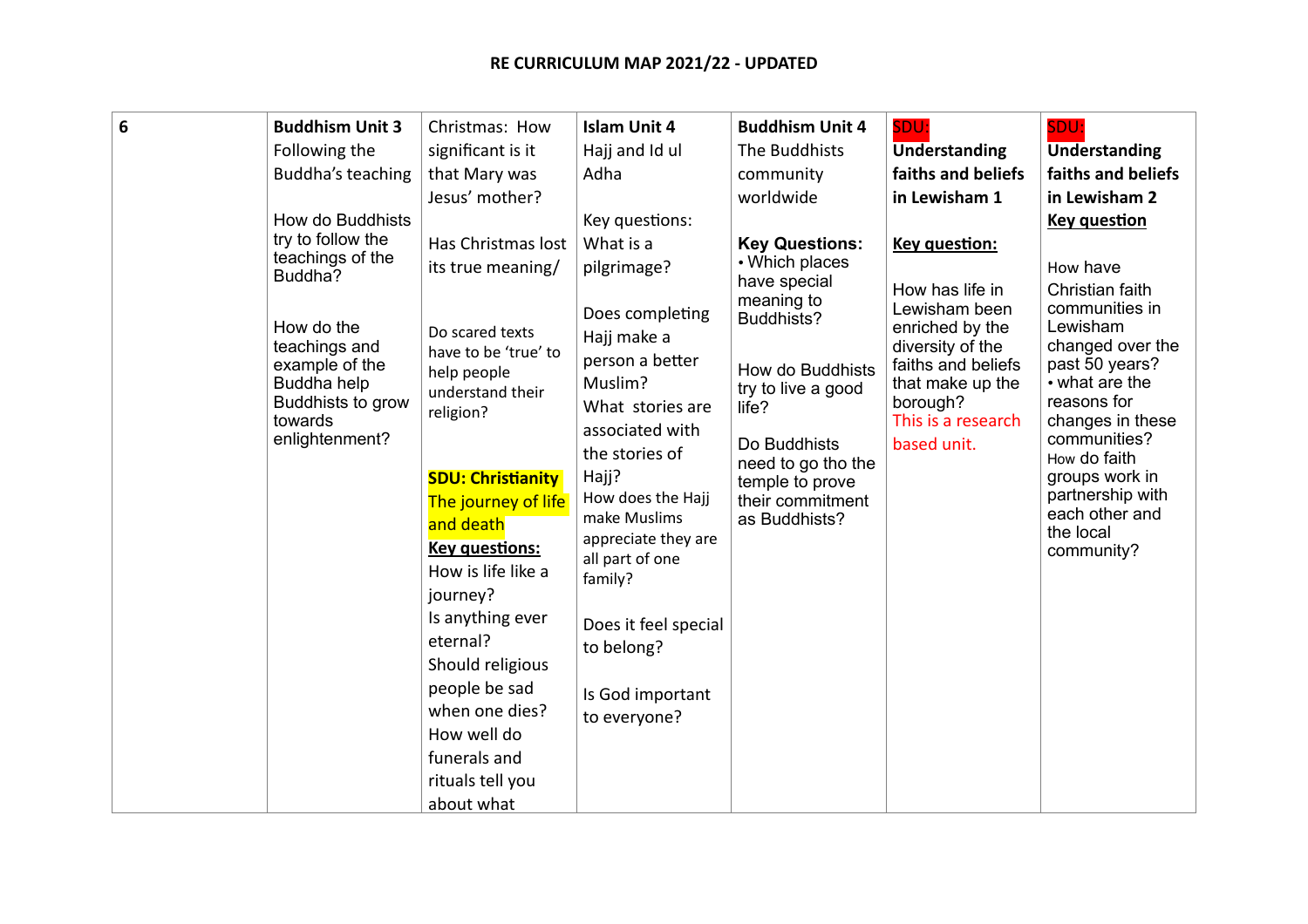**RE CURRICULUM MAP 2021/22 - UPDATED**

| 6 | **Buddhism Unit 3**<br>Following the Buddha's teaching<br><br>How do Buddhists try to follow the teachings of the Buddha?<br><br>How do the teachings and example of the Buddha help Buddhists to grow towards enlightenment? | Christmas: How significant is it that Mary was Jesus' mother?<br><br>Has Christmas lost its true meaning/<br><br>Do scared texts have to be 'true' to help people understand their religion?<br><br>**SDU: Christianity**<br>The journey of life and death<br>**Key questions:**<br>How is life like a journey?<br>Is anything ever eternal?<br>Should religious people be sad when one dies?<br>How well do funerals and rituals tell you about what | **Islam Unit 4**<br>Hajj and Id ul Adha<br><br>Key questions:<br>What is a pilgrimage?<br><br>Does completing Hajj make a person a better Muslim?<br>What stories are associated with the stories of Hajj?<br>How does the Hajj make Muslims appreciate they are all part of one family?<br><br>Does it feel special to belong?<br><br>Is God important to everyone? | **Buddhism Unit 4**<br>The Buddhists community worldwide<br><br>**Key Questions:**<br>• Which places have special meaning to Buddhists?<br><br>How do Buddhists try to live a good life?<br><br>Do Buddhists need to go tho the temple to prove their commitment as Buddhists? | SDU:<br>**Understanding faiths and beliefs in Lewisham 1**<br><br>**Key question:**<br><br>How has life in Lewisham been enriched by the diversity of the faiths and beliefs that make up the borough?<br>This is a research based unit. | SDU:<br>**Understanding faiths and beliefs in Lewisham 2**<br>**Key question**<br><br>How have Christian faith communities in Lewisham changed over the past 50 years?<br>• what are the reasons for changes in these communities?<br>How do faith groups work in partnership with each other and the local community? |
|---|---|---|---|---|---|---|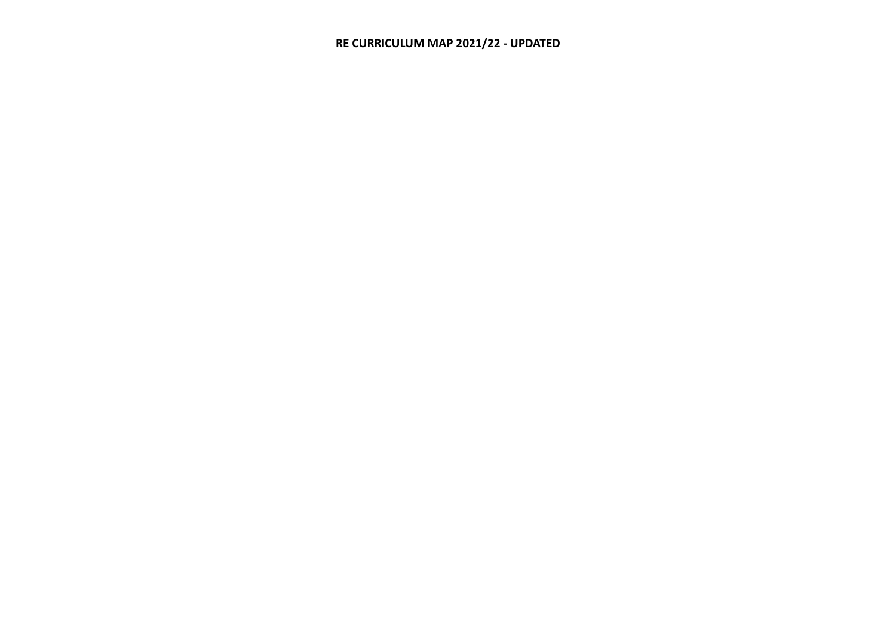# RE CURRICULUM MAP 2021/22 - UPDATED